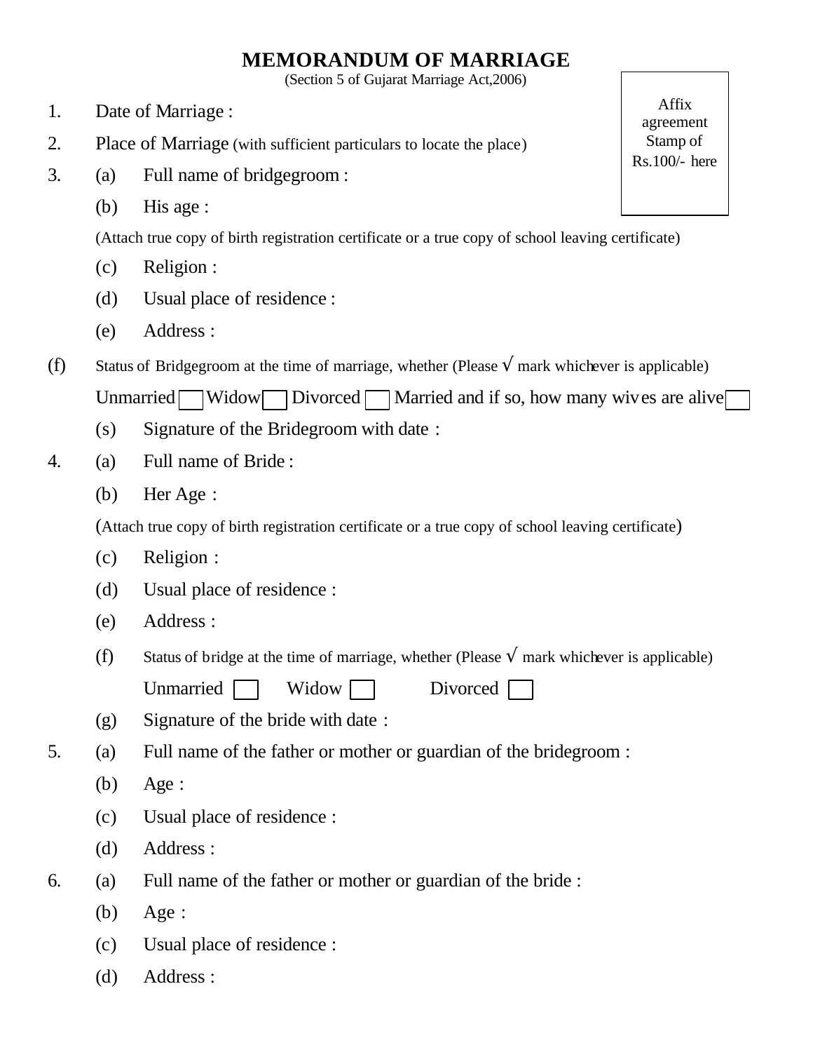# MEMORANDUM OF MARRIAGE

(Section 5 of Gujarat Marriage Act,2006)

Affix agreement Stamp of Rs.100/- here

1. Date of Marriage :
2. Place of Marriage (with sufficient particulars to locate the place)
3. (a) Full name of bridgegroom :

   (b) His age :

   (Attach true copy of birth registration certificate or a true copy of school leaving certificate)

   (c) Religion :

   (d) Usual place of residence :

   (e) Address :

(f) Status of Bridgegroom at the time of marriage, whether (Please √ mark whichever is applicable)

Unmarried ☐ Widow ☐ Divorced ☐ Married and if so, how many wives are alive ☐

   (s) Signature of the Bridegroom with date :

4. (a) Full name of Bride :

   (b) Her Age :

   (Attach true copy of birth registration certificate or a true copy of school leaving certificate)

   (c) Religion :

   (d) Usual place of residence :

   (e) Address :

   (f) Status of bridge at the time of marriage, whether (Please √ mark whichever is applicable)

   Unmarried ☐ Widow ☐ Divorced ☐

   (g) Signature of the bride with date :

5. (a) Full name of the father or mother or guardian of the bridegroom :

   (b) Age :

   (c) Usual place of residence :

   (d) Address :

6. (a) Full name of the father or mother or guardian of the bride :

   (b) Age :

   (c) Usual place of residence :

   (d) Address :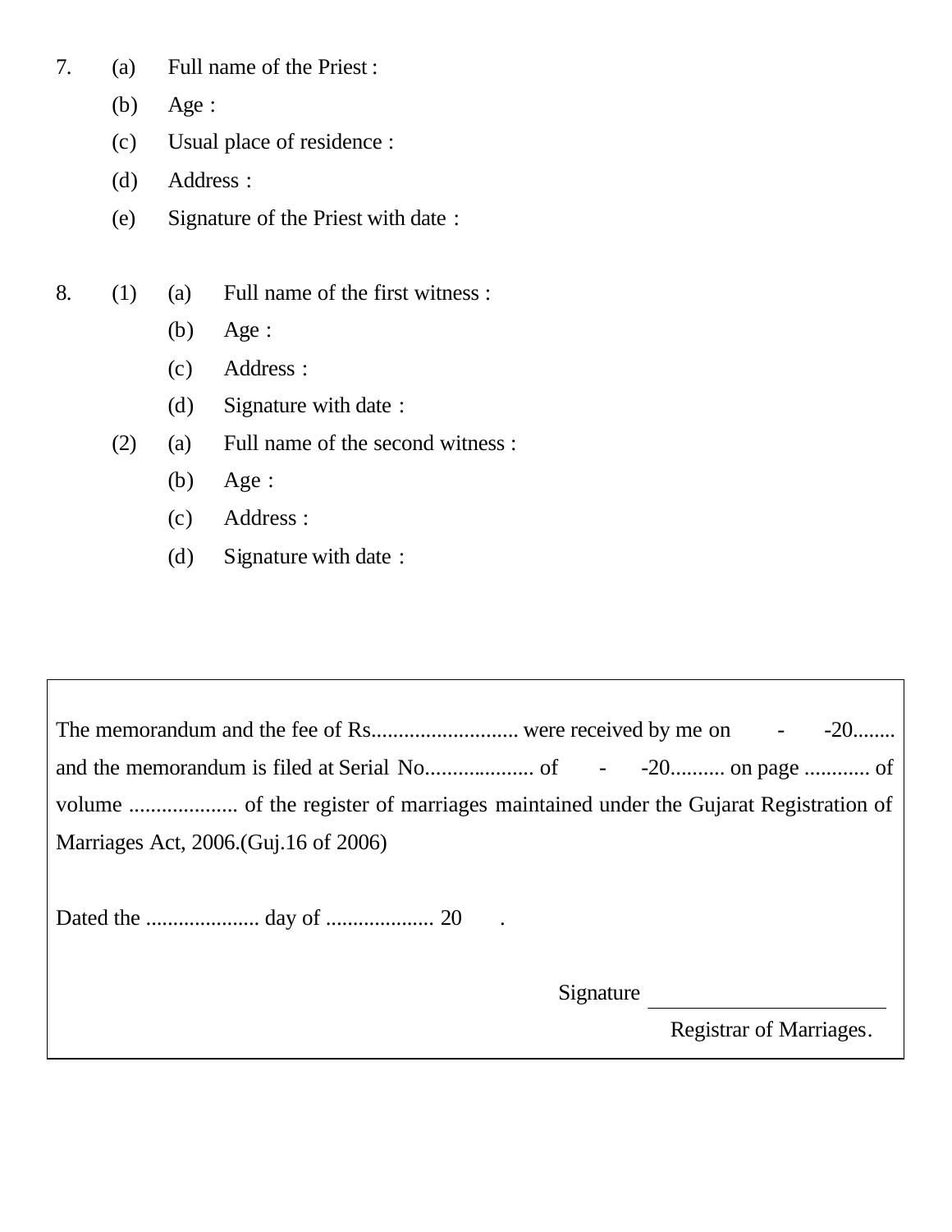7. (a) Full name of the Priest :

   (b) Age :

   (c) Usual place of residence :

   (d) Address :

   (e) Signature of the Priest with date :

8. (1) (a) Full name of the first witness :

   (b) Age :

   (c) Address :

   (d) Signature with date :

   (2) (a) Full name of the second witness :

   (b) Age :

   (c) Address :

   (d) Signature with date :

---

The memorandum and the fee of Rs........................... were received by me on - -20........ and the memorandum is filed at Serial No.................... of - -20.......... on page ............ of volume .................... of the register of marriages maintained under the Gujarat Registration of Marriages Act, 2006.(Guj.16 of 2006)

Dated the ..................... day of .................... 20 .

Signature ______________________

Registrar of Marriages.

---